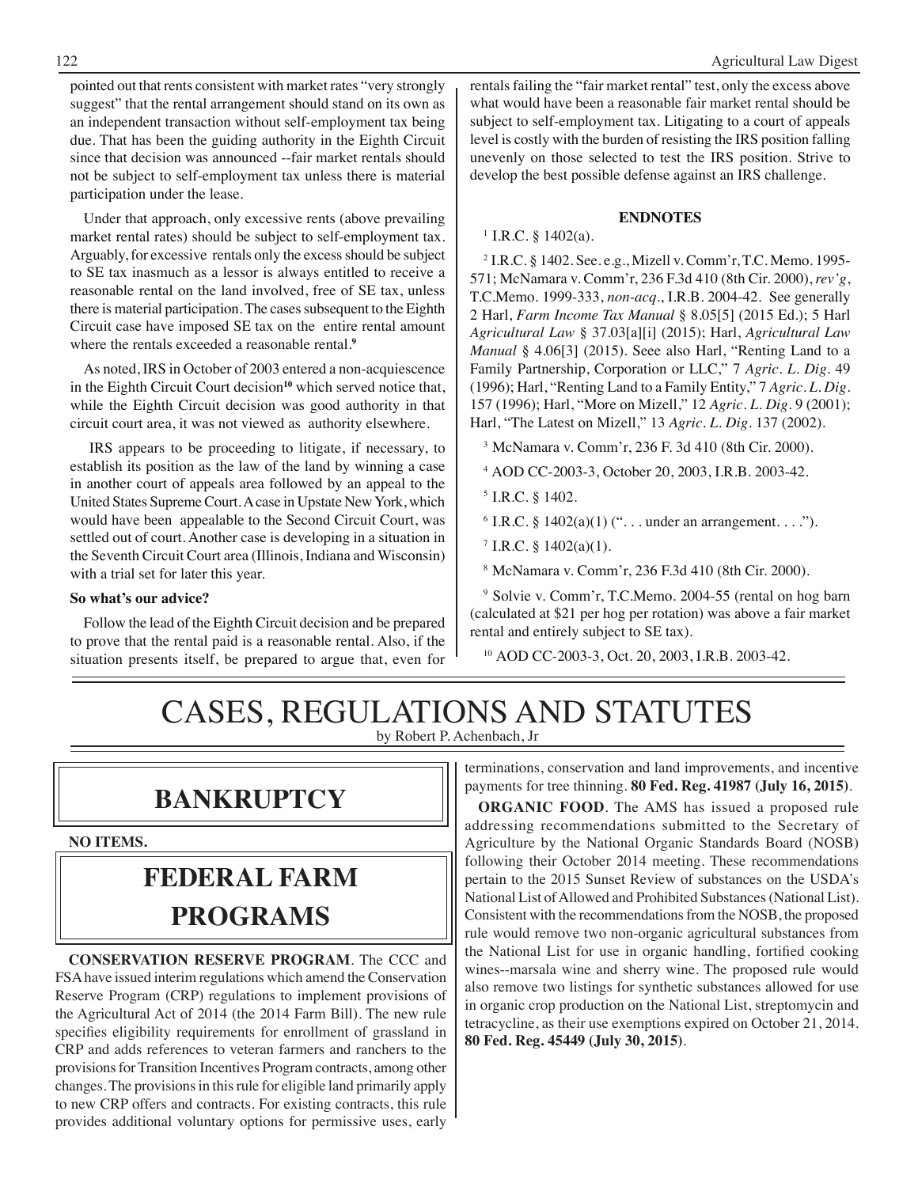pointed out that rents consistent with market rates "very strongly suggest" that the rental arrangement should stand on its own as an independent transaction without self-employment tax being due. That has been the guiding authority in the Eighth Circuit since that decision was announced --fair market rentals should not be subject to self-employment tax unless there is material participation under the lease.

Under that approach, only excessive rents (above prevailing market rental rates) should be subject to self-employment tax. Arguably, for excessive rentals only the excess should be subject to SE tax inasmuch as a lessor is always entitled to receive a reasonable rental on the land involved, free of SE tax, unless there is material participation. The cases subsequent to the Eighth Circuit case have imposed SE tax on the entire rental amount where the rentals exceeded a reasonable rental.[9]

As noted, IRS in October of 2003 entered a non-acquiescence in the Eighth Circuit Court decision[10] which served notice that, while the Eighth Circuit decision was good authority in that circuit court area, it was not viewed as authority elsewhere.

IRS appears to be proceeding to litigate, if necessary, to establish its position as the law of the land by winning a case in another court of appeals area followed by an appeal to the United States Supreme Court. A case in Upstate New York, which would have been appealable to the Second Circuit Court, was settled out of court. Another case is developing in a situation in the Seventh Circuit Court area (Illinois, Indiana and Wisconsin) with a trial set for later this year.

**So what's our advice?**

Follow the lead of the Eighth Circuit decision and be prepared to prove that the rental paid is a reasonable rental. Also, if the situation presents itself, be prepared to argue that, even for rentals failing the "fair market rental" test, only the excess above what would have been a reasonable fair market rental should be subject to self-employment tax. Litigating to a court of appeals level is costly with the burden of resisting the IRS position falling unevenly on those selected to test the IRS position. Strive to develop the best possible defense against an IRS challenge.

**ENDNOTES**

[1] I.R.C. § 1402(a).

[2] I.R.C. § 1402. See. e.g., Mizell v. Comm'r, T.C. Memo. 1995-571; McNamara v. Comm'r, 236 F.3d 410 (8th Cir. 2000), *rev'g*, T.C.Memo. 1999-333, *non-acq*., I.R.B. 2004-42. See generally 2 Harl, *Farm Income Tax Manual* § 8.05[5] (2015 Ed.); 5 Harl *Agricultural Law* § 37.03[a][i] (2015); Harl, *Agricultural Law Manual* § 4.06[3] (2015). Seee also Harl, "Renting Land to a Family Partnership, Corporation or LLC," 7 *Agric. L. Dig.* 49 (1996); Harl, "Renting Land to a Family Entity," 7 *Agric. L. Dig.* 157 (1996); Harl, "More on Mizell," 12 *Agric. L. Dig.* 9 (2001); Harl, "The Latest on Mizell," 13 *Agric. L. Dig.* 137 (2002).

[3] McNamara v. Comm'r, 236 F. 3d 410 (8th Cir. 2000).

[4] AOD CC-2003-3, October 20, 2003, I.R.B. 2003-42.

[5] I.R.C. § 1402.

[6] I.R.C. § 1402(a)(1) (". . . under an arrangement. . . .").

[7] I.R.C. § 1402(a)(1).

[8] McNamara v. Comm'r, 236 F.3d 410 (8th Cir. 2000).

[9] Solvie v. Comm'r, T.C.Memo. 2004-55 (rental on hog barn (calculated at $21 per hog per rotation) was above a fair market rental and entirely subject to SE tax).

[10] AOD CC-2003-3, Oct. 20, 2003, I.R.B. 2003-42.

# CASES, REGULATIONS AND STATUTES

by Robert P. Achenbach, Jr

## BANKRUPTCY

**NO ITEMS.**

## FEDERAL FARM PROGRAMS

**CONSERVATION RESERVE PROGRAM**. The CCC and FSA have issued interim regulations which amend the Conservation Reserve Program (CRP) regulations to implement provisions of the Agricultural Act of 2014 (the 2014 Farm Bill). The new rule specifies eligibility requirements for enrollment of grassland in CRP and adds references to veteran farmers and ranchers to the provisions for Transition Incentives Program contracts, among other changes. The provisions in this rule for eligible land primarily apply to new CRP offers and contracts. For existing contracts, this rule provides additional voluntary options for permissive uses, early terminations, conservation and land improvements, and incentive payments for tree thinning. **80 Fed. Reg. 41987 (July 16, 2015)**.

**ORGANIC FOOD**. The AMS has issued a proposed rule addressing recommendations submitted to the Secretary of Agriculture by the National Organic Standards Board (NOSB) following their October 2014 meeting. These recommendations pertain to the 2015 Sunset Review of substances on the USDA's National List of Allowed and Prohibited Substances (National List). Consistent with the recommendations from the NOSB, the proposed rule would remove two non-organic agricultural substances from the National List for use in organic handling, fortified cooking wines--marsala wine and sherry wine. The proposed rule would also remove two listings for synthetic substances allowed for use in organic crop production on the National List, streptomycin and tetracycline, as their use exemptions expired on October 21, 2014. **80 Fed. Reg. 45449 (July 30, 2015)**.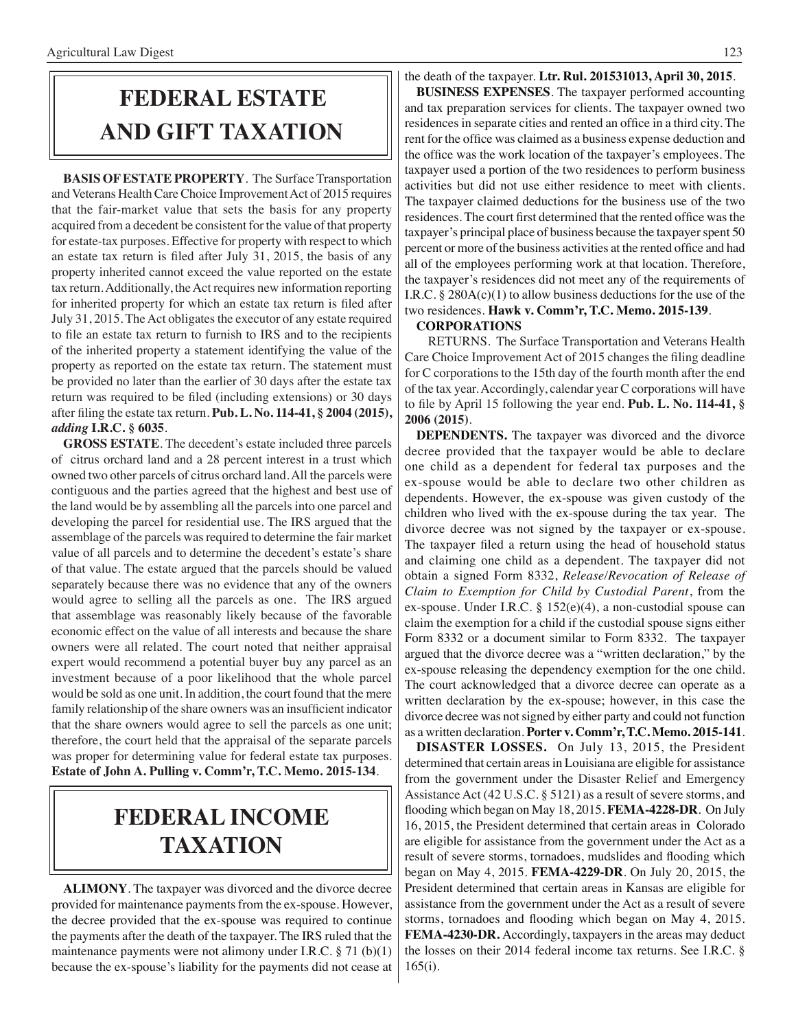# FEDERAL ESTATE AND GIFT TAXATION

**BASIS OF ESTATE PROPERTY**. The Surface Transportation and Veterans Health Care Choice Improvement Act of 2015 requires that the fair-market value that sets the basis for any property acquired from a decedent be consistent for the value of that property for estate-tax purposes. Effective for property with respect to which an estate tax return is filed after July 31, 2015, the basis of any property inherited cannot exceed the value reported on the estate tax return. Additionally, the Act requires new information reporting for inherited property for which an estate tax return is filed after July 31, 2015. The Act obligates the executor of any estate required to file an estate tax return to furnish to IRS and to the recipients of the inherited property a statement identifying the value of the property as reported on the estate tax return. The statement must be provided no later than the earlier of 30 days after the estate tax return was required to be filed (including extensions) or 30 days after filing the estate tax return. **Pub. L. No. 114-41, § 2004 (2015),** ***adding*** **I.R.C. § 6035**.

**GROSS ESTATE**. The decedent's estate included three parcels of citrus orchard land and a 28 percent interest in a trust which owned two other parcels of citrus orchard land. All the parcels were contiguous and the parties agreed that the highest and best use of the land would be by assembling all the parcels into one parcel and developing the parcel for residential use. The IRS argued that the assemblage of the parcels was required to determine the fair market value of all parcels and to determine the decedent's estate's share of that value. The estate argued that the parcels should be valued separately because there was no evidence that any of the owners would agree to selling all the parcels as one. The IRS argued that assemblage was reasonably likely because of the favorable economic effect on the value of all interests and because the share owners were all related. The court noted that neither appraisal expert would recommend a potential buyer buy any parcel as an investment because of a poor likelihood that the whole parcel would be sold as one unit. In addition, the court found that the mere family relationship of the share owners was an insufficient indicator that the share owners would agree to sell the parcels as one unit; therefore, the court held that the appraisal of the separate parcels was proper for determining value for federal estate tax purposes. **Estate of John A. Pulling v. Comm'r, T.C. Memo. 2015-134**.

# FEDERAL INCOME TAXATION

**ALIMONY**. The taxpayer was divorced and the divorce decree provided for maintenance payments from the ex-spouse. However, the decree provided that the ex-spouse was required to continue the payments after the death of the taxpayer. The IRS ruled that the maintenance payments were not alimony under I.R.C. § 71 (b)(1) because the ex-spouse's liability for the payments did not cease at the death of the taxpayer. **Ltr. Rul. 201531013, April 30, 2015**.

**BUSINESS EXPENSES**. The taxpayer performed accounting and tax preparation services for clients. The taxpayer owned two residences in separate cities and rented an office in a third city. The rent for the office was claimed as a business expense deduction and the office was the work location of the taxpayer's employees. The taxpayer used a portion of the two residences to perform business activities but did not use either residence to meet with clients. The taxpayer claimed deductions for the business use of the two residences. The court first determined that the rented office was the taxpayer's principal place of business because the taxpayer spent 50 percent or more of the business activities at the rented office and had all of the employees performing work at that location. Therefore, the taxpayer's residences did not meet any of the requirements of I.R.C. § 280A(c)(1) to allow business deductions for the use of the two residences. **Hawk v. Comm'r, T.C. Memo. 2015-139**.

**CORPORATIONS**

RETURNS. The Surface Transportation and Veterans Health Care Choice Improvement Act of 2015 changes the filing deadline for C corporations to the 15th day of the fourth month after the end of the tax year. Accordingly, calendar year C corporations will have to file by April 15 following the year end. **Pub. L. No. 114-41, § 2006 (2015)**.

**DEPENDENTS.** The taxpayer was divorced and the divorce decree provided that the taxpayer would be able to declare one child as a dependent for federal tax purposes and the ex-spouse would be able to declare two other children as dependents. However, the ex-spouse was given custody of the children who lived with the ex-spouse during the tax year. The divorce decree was not signed by the taxpayer or ex-spouse. The taxpayer filed a return using the head of household status and claiming one child as a dependent. The taxpayer did not obtain a signed Form 8332, *Release/Revocation of Release of Claim to Exemption for Child by Custodial Parent*, from the ex-spouse. Under I.R.C. § 152(e)(4), a non-custodial spouse can claim the exemption for a child if the custodial spouse signs either Form 8332 or a document similar to Form 8332. The taxpayer argued that the divorce decree was a "written declaration," by the ex-spouse releasing the dependency exemption for the one child. The court acknowledged that a divorce decree can operate as a written declaration by the ex-spouse; however, in this case the divorce decree was not signed by either party and could not function as a written declaration. **Porter v. Comm'r, T.C. Memo. 2015-141**.

**DISASTER LOSSES.** On July 13, 2015, the President determined that certain areas in Louisiana are eligible for assistance from the government under the Disaster Relief and Emergency Assistance Act (42 U.S.C. § 5121) as a result of severe storms, and flooding which began on May 18, 2015. **FEMA-4228-DR**. On July 16, 2015, the President determined that certain areas in Colorado are eligible for assistance from the government under the Act as a result of severe storms, tornadoes, mudslides and flooding which began on May 4, 2015. **FEMA-4229-DR**. On July 20, 2015, the President determined that certain areas in Kansas are eligible for assistance from the government under the Act as a result of severe storms, tornadoes and flooding which began on May 4, 2015. **FEMA-4230-DR.** Accordingly, taxpayers in the areas may deduct the losses on their 2014 federal income tax returns. See I.R.C. § 165(i).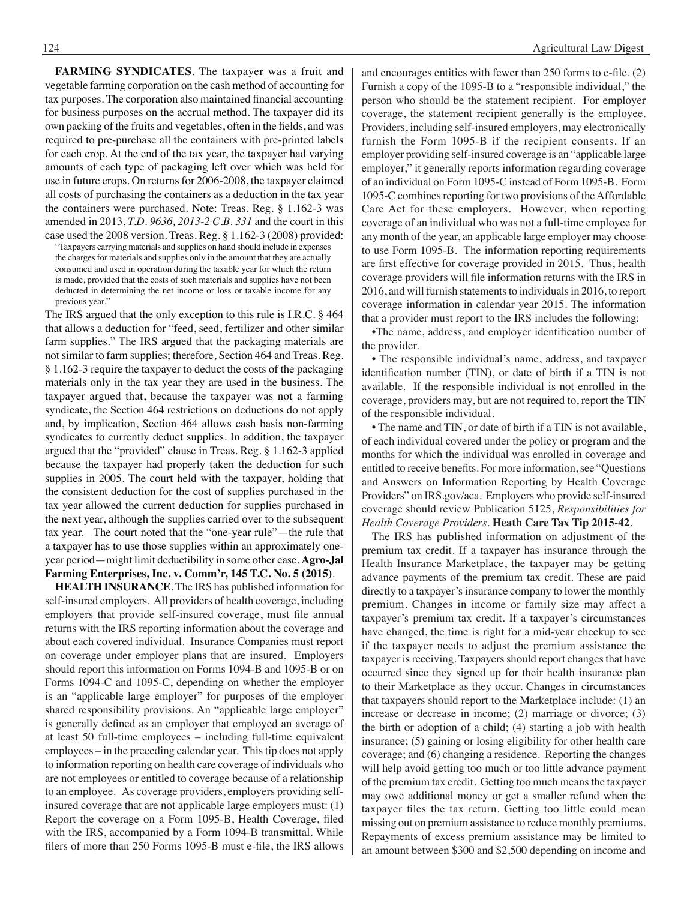**FARMING SYNDICATES**. The taxpayer was a fruit and vegetable farming corporation on the cash method of accounting for tax purposes. The corporation also maintained financial accounting for business purposes on the accrual method. The taxpayer did its own packing of the fruits and vegetables, often in the fields, and was required to pre-purchase all the containers with pre-printed labels for each crop. At the end of the tax year, the taxpayer had varying amounts of each type of packaging left over which was held for use in future crops. On returns for 2006-2008, the taxpayer claimed all costs of purchasing the containers as a deduction in the tax year the containers were purchased. Note: Treas. Reg. § 1.162-3 was amended in 2013, *T.D. 9636, 2013-2 C.B. 331* and the court in this case used the 2008 version. Treas. Reg. § 1.162-3 (2008) provided:

> "Taxpayers carrying materials and supplies on hand should include in expenses the charges for materials and supplies only in the amount that they are actually consumed and used in operation during the taxable year for which the return is made, provided that the costs of such materials and supplies have not been deducted in determining the net income or loss or taxable income for any previous year."

The IRS argued that the only exception to this rule is I.R.C. § 464 that allows a deduction for "feed, seed, fertilizer and other similar farm supplies." The IRS argued that the packaging materials are not similar to farm supplies; therefore, Section 464 and Treas. Reg. § 1.162-3 require the taxpayer to deduct the costs of the packaging materials only in the tax year they are used in the business. The taxpayer argued that, because the taxpayer was not a farming syndicate, the Section 464 restrictions on deductions do not apply and, by implication, Section 464 allows cash basis non-farming syndicates to currently deduct supplies. In addition, the taxpayer argued that the "provided" clause in Treas. Reg. § 1.162-3 applied because the taxpayer had properly taken the deduction for such supplies in 2005. The court held with the taxpayer, holding that the consistent deduction for the cost of supplies purchased in the tax year allowed the current deduction for supplies purchased in the next year, although the supplies carried over to the subsequent tax year. The court noted that the "one-year rule"—the rule that a taxpayer has to use those supplies within an approximately one-year period—might limit deductibility in some other case. **Agro-Jal Farming Enterprises, Inc. v. Comm'r, 145 T.C. No. 5 (2015)**.

**HEALTH INSURANCE**. The IRS has published information for self-insured employers. All providers of health coverage, including employers that provide self-insured coverage, must file annual returns with the IRS reporting information about the coverage and about each covered individual. Insurance Companies must report on coverage under employer plans that are insured. Employers should report this information on Forms 1094-B and 1095-B or on Forms 1094-C and 1095-C, depending on whether the employer is an "applicable large employer" for purposes of the employer shared responsibility provisions. An "applicable large employer" is generally defined as an employer that employed an average of at least 50 full-time employees – including full-time equivalent employees – in the preceding calendar year. This tip does not apply to information reporting on health care coverage of individuals who are not employees or entitled to coverage because of a relationship to an employee. As coverage providers, employers providing self-insured coverage that are not applicable large employers must: (1) Report the coverage on a Form 1095-B, Health Coverage, filed with the IRS, accompanied by a Form 1094-B transmittal. While filers of more than 250 Forms 1095-B must e-file, the IRS allows and encourages entities with fewer than 250 forms to e-file. (2) Furnish a copy of the 1095-B to a "responsible individual," the person who should be the statement recipient. For employer coverage, the statement recipient generally is the employee. Providers, including self-insured employers, may electronically furnish the Form 1095-B if the recipient consents. If an employer providing self-insured coverage is an "applicable large employer," it generally reports information regarding coverage of an individual on Form 1095-C instead of Form 1095-B. Form 1095-C combines reporting for two provisions of the Affordable Care Act for these employers. However, when reporting coverage of an individual who was not a full-time employee for any month of the year, an applicable large employer may choose to use Form 1095-B. The information reporting requirements are first effective for coverage provided in 2015. Thus, health coverage providers will file information returns with the IRS in 2016, and will furnish statements to individuals in 2016, to report coverage information in calendar year 2015. The information that a provider must report to the IRS includes the following:

• The name, address, and employer identification number of the provider.

• The responsible individual's name, address, and taxpayer identification number (TIN), or date of birth if a TIN is not available. If the responsible individual is not enrolled in the coverage, providers may, but are not required to, report the TIN of the responsible individual.

• The name and TIN, or date of birth if a TIN is not available, of each individual covered under the policy or program and the months for which the individual was enrolled in coverage and entitled to receive benefits. For more information, see "Questions and Answers on Information Reporting by Health Coverage Providers" on IRS.gov/aca. Employers who provide self-insured coverage should review Publication 5125, *Responsibilities for Health Coverage Providers*. **Heath Care Tax Tip 2015-42**.

The IRS has published information on adjustment of the premium tax credit. If a taxpayer has insurance through the Health Insurance Marketplace, the taxpayer may be getting advance payments of the premium tax credit. These are paid directly to a taxpayer's insurance company to lower the monthly premium. Changes in income or family size may affect a taxpayer's premium tax credit. If a taxpayer's circumstances have changed, the time is right for a mid-year checkup to see if the taxpayer needs to adjust the premium assistance the taxpayer is receiving. Taxpayers should report changes that have occurred since they signed up for their health insurance plan to their Marketplace as they occur. Changes in circumstances that taxpayers should report to the Marketplace include: (1) an increase or decrease in income; (2) marriage or divorce; (3) the birth or adoption of a child; (4) starting a job with health insurance; (5) gaining or losing eligibility for other health care coverage; and (6) changing a residence. Reporting the changes will help avoid getting too much or too little advance payment of the premium tax credit. Getting too much means the taxpayer may owe additional money or get a smaller refund when the taxpayer files the tax return. Getting too little could mean missing out on premium assistance to reduce monthly premiums. Repayments of excess premium assistance may be limited to an amount between $300 and $2,500 depending on income and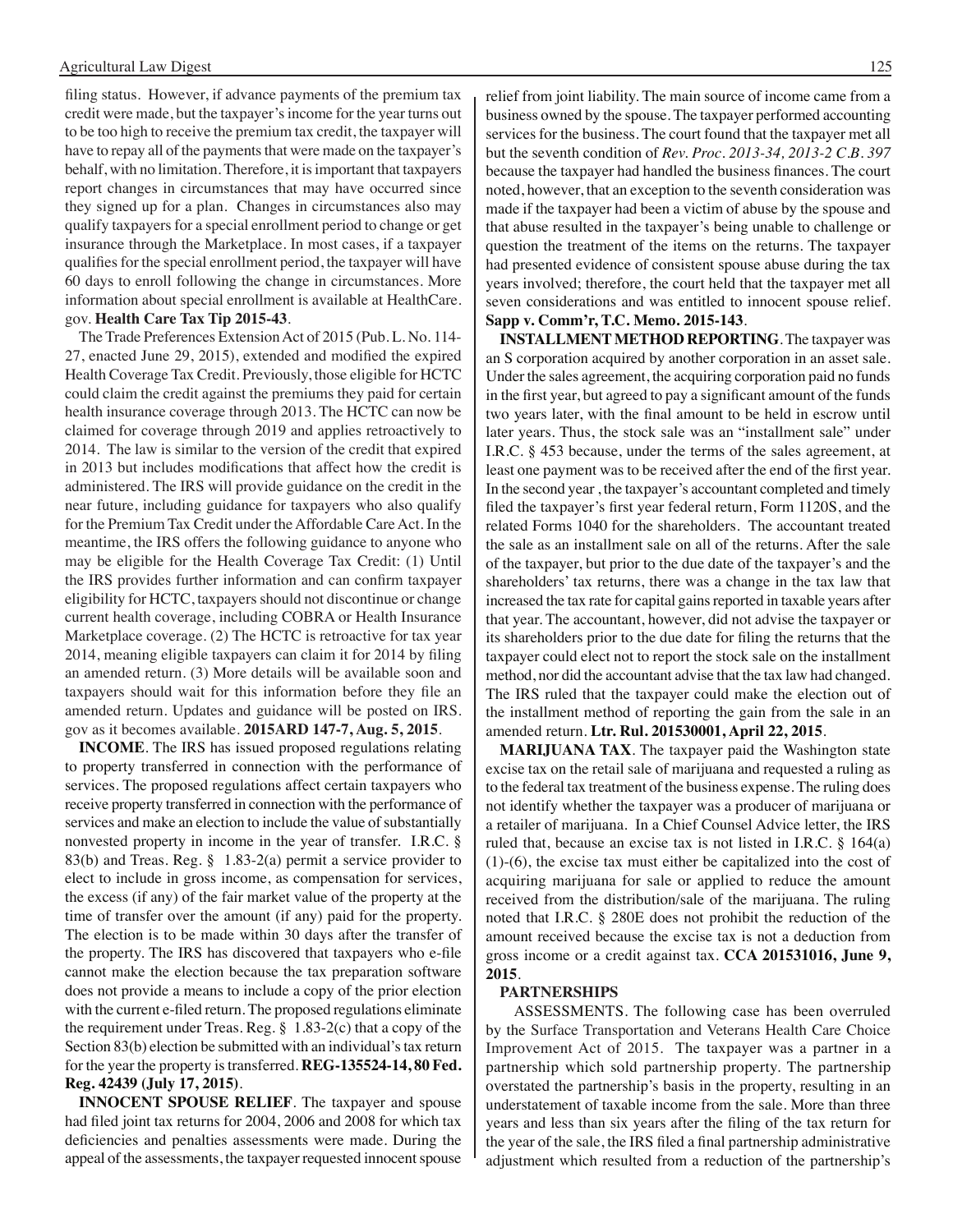filing status. However, if advance payments of the premium tax credit were made, but the taxpayer's income for the year turns out to be too high to receive the premium tax credit, the taxpayer will have to repay all of the payments that were made on the taxpayer's behalf, with no limitation. Therefore, it is important that taxpayers report changes in circumstances that may have occurred since they signed up for a plan. Changes in circumstances also may qualify taxpayers for a special enrollment period to change or get insurance through the Marketplace. In most cases, if a taxpayer qualifies for the special enrollment period, the taxpayer will have 60 days to enroll following the change in circumstances. More information about special enrollment is available at HealthCare.gov. **Health Care Tax Tip 2015-43**.

The Trade Preferences Extension Act of 2015 (Pub. L. No. 114-27, enacted June 29, 2015), extended and modified the expired Health Coverage Tax Credit. Previously, those eligible for HCTC could claim the credit against the premiums they paid for certain health insurance coverage through 2013. The HCTC can now be claimed for coverage through 2019 and applies retroactively to 2014. The law is similar to the version of the credit that expired in 2013 but includes modifications that affect how the credit is administered. The IRS will provide guidance on the credit in the near future, including guidance for taxpayers who also qualify for the Premium Tax Credit under the Affordable Care Act. In the meantime, the IRS offers the following guidance to anyone who may be eligible for the Health Coverage Tax Credit: (1) Until the IRS provides further information and can confirm taxpayer eligibility for HCTC, taxpayers should not discontinue or change current health coverage, including COBRA or Health Insurance Marketplace coverage. (2) The HCTC is retroactive for tax year 2014, meaning eligible taxpayers can claim it for 2014 by filing an amended return. (3) More details will be available soon and taxpayers should wait for this information before they file an amended return. Updates and guidance will be posted on IRS.gov as it becomes available. **2015ARD 147-7, Aug. 5, 2015**.

**INCOME**. The IRS has issued proposed regulations relating to property transferred in connection with the performance of services. The proposed regulations affect certain taxpayers who receive property transferred in connection with the performance of services and make an election to include the value of substantially nonvested property in income in the year of transfer. I.R.C. § 83(b) and Treas. Reg. § 1.83-2(a) permit a service provider to elect to include in gross income, as compensation for services, the excess (if any) of the fair market value of the property at the time of transfer over the amount (if any) paid for the property. The election is to be made within 30 days after the transfer of the property. The IRS has discovered that taxpayers who e-file cannot make the election because the tax preparation software does not provide a means to include a copy of the prior election with the current e-filed return. The proposed regulations eliminate the requirement under Treas. Reg. § 1.83-2(c) that a copy of the Section 83(b) election be submitted with an individual's tax return for the year the property is transferred. **REG-135524-14, 80 Fed. Reg. 42439 (July 17, 2015)**.

**INNOCENT SPOUSE RELIEF**. The taxpayer and spouse had filed joint tax returns for 2004, 2006 and 2008 for which tax deficiencies and penalties assessments were made. During the appeal of the assessments, the taxpayer requested innocent spouse relief from joint liability. The main source of income came from a business owned by the spouse. The taxpayer performed accounting services for the business. The court found that the taxpayer met all but the seventh condition of *Rev. Proc. 2013-34, 2013-2 C.B. 397* because the taxpayer had handled the business finances. The court noted, however, that an exception to the seventh consideration was made if the taxpayer had been a victim of abuse by the spouse and that abuse resulted in the taxpayer's being unable to challenge or question the treatment of the items on the returns. The taxpayer had presented evidence of consistent spouse abuse during the tax years involved; therefore, the court held that the taxpayer met all seven considerations and was entitled to innocent spouse relief. **Sapp v. Comm'r, T.C. Memo. 2015-143**.

**INSTALLMENT METHOD REPORTING**. The taxpayer was an S corporation acquired by another corporation in an asset sale. Under the sales agreement, the acquiring corporation paid no funds in the first year, but agreed to pay a significant amount of the funds two years later, with the final amount to be held in escrow until later years. Thus, the stock sale was an "installment sale" under I.R.C. § 453 because, under the terms of the sales agreement, at least one payment was to be received after the end of the first year. In the second year , the taxpayer's accountant completed and timely filed the taxpayer's first year federal return, Form 1120S, and the related Forms 1040 for the shareholders. The accountant treated the sale as an installment sale on all of the returns. After the sale of the taxpayer, but prior to the due date of the taxpayer's and the shareholders' tax returns, there was a change in the tax law that increased the tax rate for capital gains reported in taxable years after that year. The accountant, however, did not advise the taxpayer or its shareholders prior to the due date for filing the returns that the taxpayer could elect not to report the stock sale on the installment method, nor did the accountant advise that the tax law had changed. The IRS ruled that the taxpayer could make the election out of the installment method of reporting the gain from the sale in an amended return. **Ltr. Rul. 201530001, April 22, 2015**.

**MARIJUANA TAX**. The taxpayer paid the Washington state excise tax on the retail sale of marijuana and requested a ruling as to the federal tax treatment of the business expense. The ruling does not identify whether the taxpayer was a producer of marijuana or a retailer of marijuana. In a Chief Counsel Advice letter, the IRS ruled that, because an excise tax is not listed in I.R.C. § 164(a)(1)-(6), the excise tax must either be capitalized into the cost of acquiring marijuana for sale or applied to reduce the amount received from the distribution/sale of the marijuana. The ruling noted that I.R.C. § 280E does not prohibit the reduction of the amount received because the excise tax is not a deduction from gross income or a credit against tax. **CCA 201531016, June 9, 2015**.

**PARTNERSHIPS**

ASSESSMENTS. The following case has been overruled by the Surface Transportation and Veterans Health Care Choice Improvement Act of 2015. The taxpayer was a partner in a partnership which sold partnership property. The partnership overstated the partnership's basis in the property, resulting in an understatement of taxable income from the sale. More than three years and less than six years after the filing of the tax return for the year of the sale, the IRS filed a final partnership administrative adjustment which resulted from a reduction of the partnership's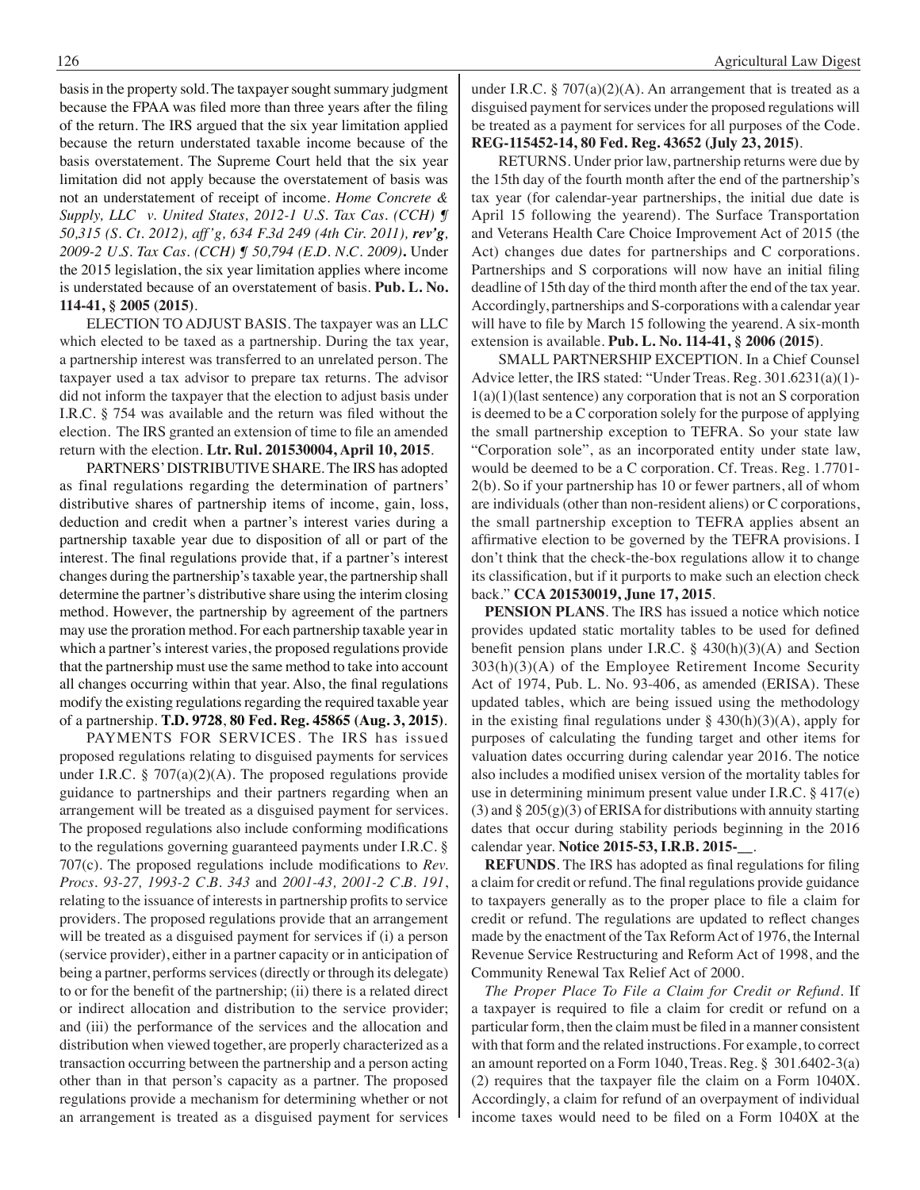basis in the property sold. The taxpayer sought summary judgment because the FPAA was filed more than three years after the filing of the return. The IRS argued that the six year limitation applied because the return understated taxable income because of the basis overstatement. The Supreme Court held that the six year limitation did not apply because the overstatement of basis was not an understatement of receipt of income. *Home Concrete & Supply, LLC v. United States, 2012-1 U.S. Tax Cas. (CCH) ¶ 50,315 (S. Ct. 2012), aff'g, 634 F.3d 249 (4th Cir. 2011), **rev'g**, 2009-2 U.S. Tax Cas. (CCH) ¶ 50,794 (E.D. N.C. 2009)***.** Under the 2015 legislation, the six year limitation applies where income is understated because of an overstatement of basis. **Pub. L. No. 114-41, § 2005 (2015)**.

ELECTION TO ADJUST BASIS. The taxpayer was an LLC which elected to be taxed as a partnership. During the tax year, a partnership interest was transferred to an unrelated person. The taxpayer used a tax advisor to prepare tax returns. The advisor did not inform the taxpayer that the election to adjust basis under I.R.C. § 754 was available and the return was filed without the election. The IRS granted an extension of time to file an amended return with the election. **Ltr. Rul. 201530004, April 10, 2015**.

PARTNERS' DISTRIBUTIVE SHARE. The IRS has adopted as final regulations regarding the determination of partners' distributive shares of partnership items of income, gain, loss, deduction and credit when a partner's interest varies during a partnership taxable year due to disposition of all or part of the interest. The final regulations provide that, if a partner's interest changes during the partnership's taxable year, the partnership shall determine the partner's distributive share using the interim closing method. However, the partnership by agreement of the partners may use the proration method. For each partnership taxable year in which a partner's interest varies, the proposed regulations provide that the partnership must use the same method to take into account all changes occurring within that year. Also, the final regulations modify the existing regulations regarding the required taxable year of a partnership. **T.D. 9728**, **80 Fed. Reg. 45865 (Aug. 3, 2015)**.

PAYMENTS FOR SERVICES. The IRS has issued proposed regulations relating to disguised payments for services under I.R.C. § 707(a)(2)(A). The proposed regulations provide guidance to partnerships and their partners regarding when an arrangement will be treated as a disguised payment for services. The proposed regulations also include conforming modifications to the regulations governing guaranteed payments under I.R.C. § 707(c). The proposed regulations include modifications to *Rev. Procs. 93-27, 1993-2 C.B. 343* and *2001-43, 2001-2 C.B. 191*, relating to the issuance of interests in partnership profits to service providers. The proposed regulations provide that an arrangement will be treated as a disguised payment for services if (i) a person (service provider), either in a partner capacity or in anticipation of being a partner, performs services (directly or through its delegate) to or for the benefit of the partnership; (ii) there is a related direct or indirect allocation and distribution to the service provider; and (iii) the performance of the services and the allocation and distribution when viewed together, are properly characterized as a transaction occurring between the partnership and a person acting other than in that person's capacity as a partner. The proposed regulations provide a mechanism for determining whether or not an arrangement is treated as a disguised payment for services under I.R.C. § 707(a)(2)(A). An arrangement that is treated as a disguised payment for services under the proposed regulations will be treated as a payment for services for all purposes of the Code. **REG-115452-14, 80 Fed. Reg. 43652 (July 23, 2015)**.

RETURNS. Under prior law, partnership returns were due by the 15th day of the fourth month after the end of the partnership's tax year (for calendar-year partnerships, the initial due date is April 15 following the yearend). The Surface Transportation and Veterans Health Care Choice Improvement Act of 2015 (the Act) changes due dates for partnerships and C corporations. Partnerships and S corporations will now have an initial filing deadline of 15th day of the third month after the end of the tax year. Accordingly, partnerships and S-corporations with a calendar year will have to file by March 15 following the yearend. A six-month extension is available. **Pub. L. No. 114-41, § 2006 (2015)**.

SMALL PARTNERSHIP EXCEPTION. In a Chief Counsel Advice letter, the IRS stated: "Under Treas. Reg. 301.6231(a)(1)-1(a)(1)(last sentence) any corporation that is not an S corporation is deemed to be a C corporation solely for the purpose of applying the small partnership exception to TEFRA. So your state law "Corporation sole", as an incorporated entity under state law, would be deemed to be a C corporation. Cf. Treas. Reg. 1.7701-2(b). So if your partnership has 10 or fewer partners, all of whom are individuals (other than non-resident aliens) or C corporations, the small partnership exception to TEFRA applies absent an affirmative election to be governed by the TEFRA provisions. I don't think that the check-the-box regulations allow it to change its classification, but if it purports to make such an election check back." **CCA 201530019, June 17, 2015**.

**PENSION PLANS**. The IRS has issued a notice which notice provides updated static mortality tables to be used for defined benefit pension plans under I.R.C. § 430(h)(3)(A) and Section 303(h)(3)(A) of the Employee Retirement Income Security Act of 1974, Pub. L. No. 93-406, as amended (ERISA). These updated tables, which are being issued using the methodology in the existing final regulations under § 430(h)(3)(A), apply for purposes of calculating the funding target and other items for valuation dates occurring during calendar year 2016. The notice also includes a modified unisex version of the mortality tables for use in determining minimum present value under I.R.C. § 417(e)(3) and § 205(g)(3) of ERISA for distributions with annuity starting dates that occur during stability periods beginning in the 2016 calendar year. **Notice 2015-53, I.R.B. 2015-__**.

**REFUNDS**. The IRS has adopted as final regulations for filing a claim for credit or refund. The final regulations provide guidance to taxpayers generally as to the proper place to file a claim for credit or refund. The regulations are updated to reflect changes made by the enactment of the Tax Reform Act of 1976, the Internal Revenue Service Restructuring and Reform Act of 1998, and the Community Renewal Tax Relief Act of 2000.

*The Proper Place To File a Claim for Credit or Refund.* If a taxpayer is required to file a claim for credit or refund on a particular form, then the claim must be filed in a manner consistent with that form and the related instructions. For example, to correct an amount reported on a Form 1040, Treas. Reg. § 301.6402-3(a)(2) requires that the taxpayer file the claim on a Form 1040X. Accordingly, a claim for refund of an overpayment of individual income taxes would need to be filed on a Form 1040X at the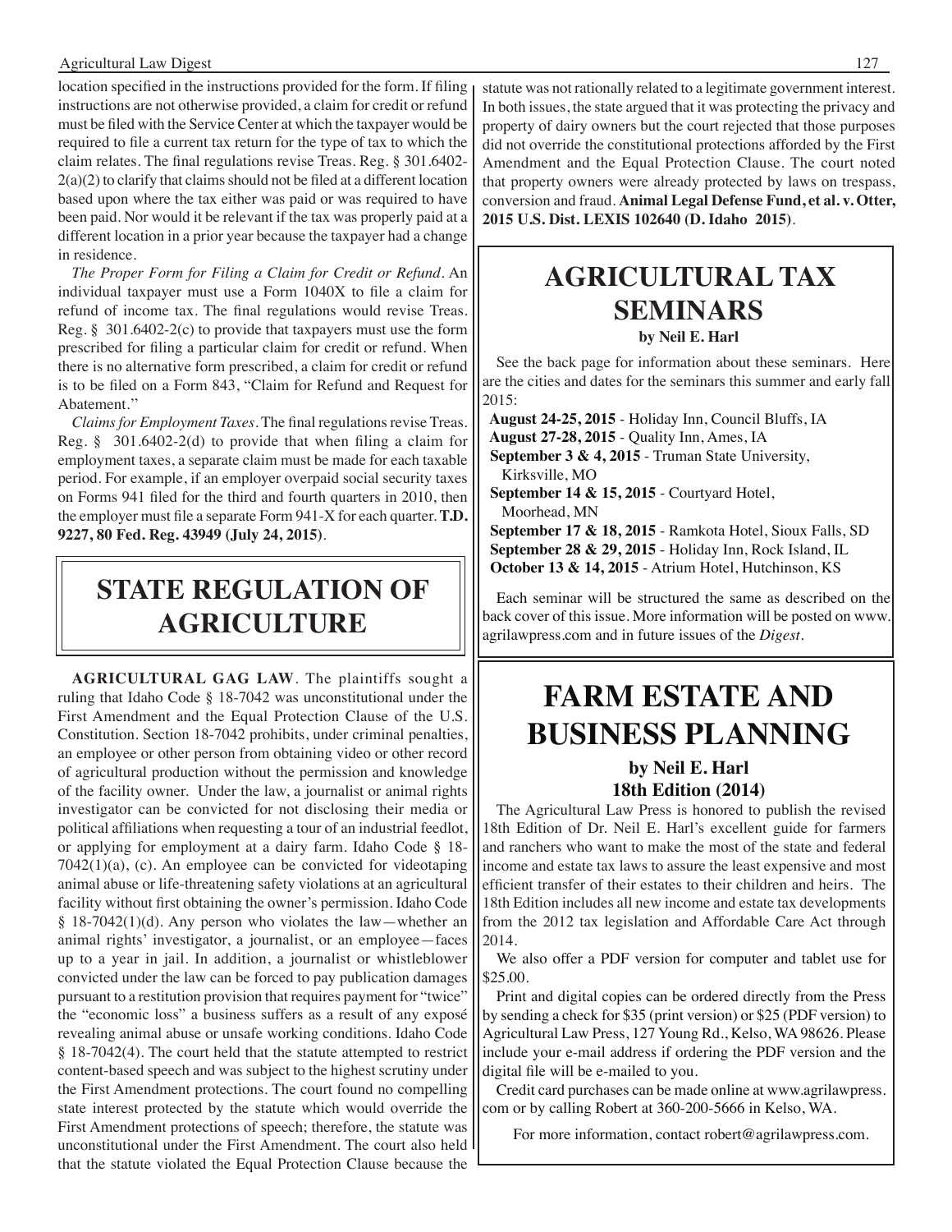location specified in the instructions provided for the form. If filing instructions are not otherwise provided, a claim for credit or refund must be filed with the Service Center at which the taxpayer would be required to file a current tax return for the type of tax to which the claim relates. The final regulations revise Treas. Reg. § 301.6402-2(a)(2) to clarify that claims should not be filed at a different location based upon where the tax either was paid or was required to have been paid. Nor would it be relevant if the tax was properly paid at a different location in a prior year because the taxpayer had a change in residence.

*The Proper Form for Filing a Claim for Credit or Refund*. An individual taxpayer must use a Form 1040X to file a claim for refund of income tax. The final regulations would revise Treas. Reg. § 301.6402-2(c) to provide that taxpayers must use the form prescribed for filing a particular claim for credit or refund. When there is no alternative form prescribed, a claim for credit or refund is to be filed on a Form 843, "Claim for Refund and Request for Abatement."

*Claims for Employment Taxes*. The final regulations revise Treas. Reg. § 301.6402-2(d) to provide that when filing a claim for employment taxes, a separate claim must be made for each taxable period. For example, if an employer overpaid social security taxes on Forms 941 filed for the third and fourth quarters in 2010, then the employer must file a separate Form 941-X for each quarter. **T.D. 9227, 80 Fed. Reg. 43949 (July 24, 2015)**.

# STATE REGULATION OF AGRICULTURE

**AGRICULTURAL GAG LAW**. The plaintiffs sought a ruling that Idaho Code § 18-7042 was unconstitutional under the First Amendment and the Equal Protection Clause of the U.S. Constitution. Section 18-7042 prohibits, under criminal penalties, an employee or other person from obtaining video or other record of agricultural production without the permission and knowledge of the facility owner. Under the law, a journalist or animal rights investigator can be convicted for not disclosing their media or political affiliations when requesting a tour of an industrial feedlot, or applying for employment at a dairy farm. Idaho Code § 18-7042(1)(a), (c). An employee can be convicted for videotaping animal abuse or life-threatening safety violations at an agricultural facility without first obtaining the owner's permission. Idaho Code § 18-7042(1)(d). Any person who violates the law—whether an animal rights' investigator, a journalist, or an employee—faces up to a year in jail. In addition, a journalist or whistleblower convicted under the law can be forced to pay publication damages pursuant to a restitution provision that requires payment for "twice" the "economic loss" a business suffers as a result of any exposé revealing animal abuse or unsafe working conditions. Idaho Code § 18-7042(4). The court held that the statute attempted to restrict content-based speech and was subject to the highest scrutiny under the First Amendment protections. The court found no compelling state interest protected by the statute which would override the First Amendment protections of speech; therefore, the statute was unconstitutional under the First Amendment. The court also held that the statute violated the Equal Protection Clause because the statute was not rationally related to a legitimate government interest. In both issues, the state argued that it was protecting the privacy and property of dairy owners but the court rejected that those purposes did not override the constitutional protections afforded by the First Amendment and the Equal Protection Clause. The court noted that property owners were already protected by laws on trespass, conversion and fraud. **Animal Legal Defense Fund, et al. v. Otter, 2015 U.S. Dist. LEXIS 102640 (D. Idaho 2015)**.

# AGRICULTURAL TAX SEMINARS

**by Neil E. Harl**

See the back page for information about these seminars. Here are the cities and dates for the seminars this summer and early fall 2015:

**August 24-25, 2015** - Holiday Inn, Council Bluffs, IA
**August 27-28, 2015** - Quality Inn, Ames, IA
**September 3 & 4, 2015** - Truman State University, Kirksville, MO
**September 14 & 15, 2015** - Courtyard Hotel, Moorhead, MN
**September 17 & 18, 2015** - Ramkota Hotel, Sioux Falls, SD
**September 28 & 29, 2015** - Holiday Inn, Rock Island, IL
**October 13 & 14, 2015** - Atrium Hotel, Hutchinson, KS

Each seminar will be structured the same as described on the back cover of this issue. More information will be posted on www.agrilawpress.com and in future issues of the *Digest*.

# FARM ESTATE AND BUSINESS PLANNING

**by Neil E. Harl**
**18th Edition (2014)**

The Agricultural Law Press is honored to publish the revised 18th Edition of Dr. Neil E. Harl's excellent guide for farmers and ranchers who want to make the most of the state and federal income and estate tax laws to assure the least expensive and most efficient transfer of their estates to their children and heirs. The 18th Edition includes all new income and estate tax developments from the 2012 tax legislation and Affordable Care Act through 2014.

We also offer a PDF version for computer and tablet use for $25.00.

Print and digital copies can be ordered directly from the Press by sending a check for $35 (print version) or $25 (PDF version) to Agricultural Law Press, 127 Young Rd., Kelso, WA 98626. Please include your e-mail address if ordering the PDF version and the digital file will be e-mailed to you.

Credit card purchases can be made online at www.agrilawpress.com or by calling Robert at 360-200-5666 in Kelso, WA.

For more information, contact robert@agrilawpress.com.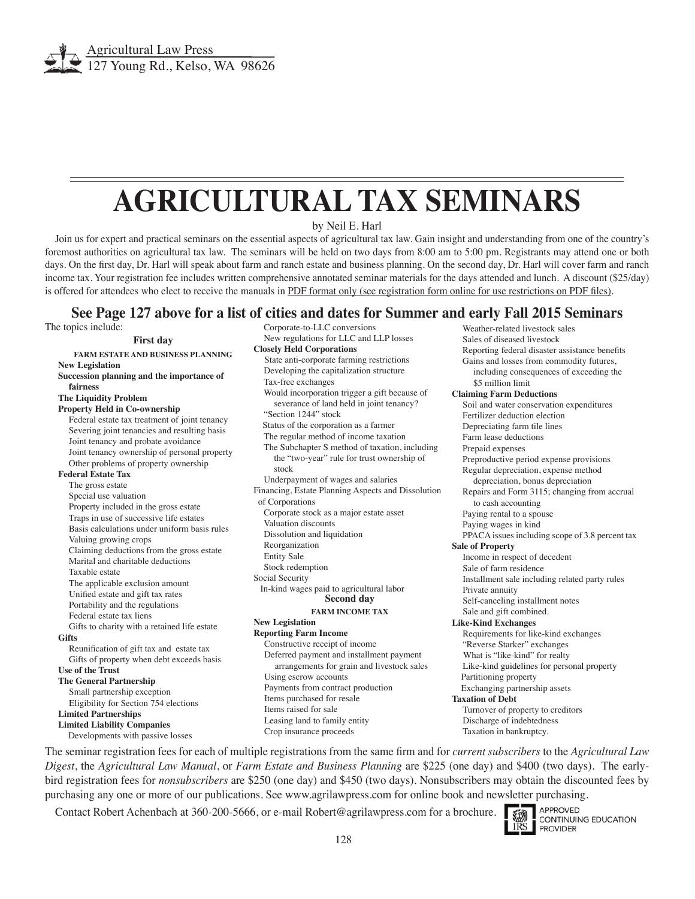Agricultural Law Press
127 Young Rd., Kelso, WA 98626

# AGRICULTURAL TAX SEMINARS

by Neil E. Harl

Join us for expert and practical seminars on the essential aspects of agricultural tax law. Gain insight and understanding from one of the country's foremost authorities on agricultural tax law. The seminars will be held on two days from 8:00 am to 5:00 pm. Registrants may attend one or both days. On the first day, Dr. Harl will speak about farm and ranch estate and business planning. On the second day, Dr. Harl will cover farm and ranch income tax. Your registration fee includes written comprehensive annotated seminar materials for the days attended and lunch. A discount ($25/day) is offered for attendees who elect to receive the manuals in PDF format only (see registration form online for use restrictions on PDF files).

## See Page 127 above for a list of cities and dates for Summer and early Fall 2015 Seminars

The topics include:

### First day

**FARM ESTATE AND BUSINESS PLANNING**

**New Legislation**

**Succession planning and the importance of fairness**

**The Liquidity Problem**

**Property Held in Co-ownership**
- Federal estate tax treatment of joint tenancy
- Severing joint tenancies and resulting basis
- Joint tenancy and probate avoidance
- Joint tenancy ownership of personal property
- Other problems of property ownership

**Federal Estate Tax**
- The gross estate
- Special use valuation
- Property included in the gross estate
- Traps in use of successive life estates
- Basis calculations under uniform basis rules
- Valuing growing crops
- Claiming deductions from the gross estate
- Marital and charitable deductions
- Taxable estate
- The applicable exclusion amount
- Unified estate and gift tax rates
- Portability and the regulations
- Federal estate tax liens
- Gifts to charity with a retained life estate

**Gifts**
- Reunification of gift tax and estate tax
- Gifts of property when debt exceeds basis

**Use of the Trust**

**The General Partnership**
- Small partnership exception
- Eligibility for Section 754 elections

**Limited Partnerships**

**Limited Liability Companies**
- Developments with passive losses
- Corporate-to-LLC conversions
- New regulations for LLC and LLP losses

**Closely Held Corporations**
- State anti-corporate farming restrictions
- Developing the capitalization structure
- Tax-free exchanges
- Would incorporation trigger a gift because of severance of land held in joint tenancy?
- "Section 1244" stock
- Status of the corporation as a farmer
- The regular method of income taxation
- The Subchapter S method of taxation, including the "two-year" rule for trust ownership of stock
- Underpayment of wages and salaries

Financing, Estate Planning Aspects and Dissolution of Corporations
- Corporate stock as a major estate asset
- Valuation discounts
- Dissolution and liquidation
- Reorganization
- Entity Sale
- Stock redemption

Social Security
- In-kind wages paid to agricultural labor

### Second day

**FARM INCOME TAX**

**New Legislation**

**Reporting Farm Income**
- Constructive receipt of income
- Deferred payment and installment payment arrangements for grain and livestock sales
- Using escrow accounts
- Payments from contract production
- Items purchased for resale
- Items raised for sale
- Leasing land to family entity
- Crop insurance proceeds
- Weather-related livestock sales
- Sales of diseased livestock
- Reporting federal disaster assistance benefits
- Gains and losses from commodity futures, including consequences of exceeding the $5 million limit

**Claiming Farm Deductions**
- Soil and water conservation expenditures
- Fertilizer deduction election
- Depreciating farm tile lines
- Farm lease deductions
- Prepaid expenses
- Preproductive period expense provisions
- Regular depreciation, expense method depreciation, bonus depreciation
- Repairs and Form 3115; changing from accrual to cash accounting
- Paying rental to a spouse
- Paying wages in kind
- PPACA issues including scope of 3.8 percent tax

**Sale of Property**
- Income in respect of decedent
- Sale of farm residence
- Installment sale including related party rules
- Private annuity
- Self-canceling installment notes
- Sale and gift combined.

**Like-Kind Exchanges**
- Requirements for like-kind exchanges
- "Reverse Starker" exchanges
- What is "like-kind" for realty
- Like-kind guidelines for personal property
- Partitioning property
- Exchanging partnership assets

**Taxation of Debt**
- Turnover of property to creditors
- Discharge of indebtedness
- Taxation in bankruptcy.

The seminar registration fees for each of multiple registrations from the same firm and for *current subscribers* to the *Agricultural Law Digest*, the *Agricultural Law Manual*, or *Farm Estate and Business Planning* are $225 (one day) and $400 (two days). The early-bird registration fees for *nonsubscribers* are $250 (one day) and $450 (two days). Nonsubscribers may obtain the discounted fees by purchasing any one or more of our publications. See www.agrilawpress.com for online book and newsletter purchasing.

Contact Robert Achenbach at 360-200-5666, or e-mail Robert@agrilawpress.com for a brochure.

IRS APPROVED CONTINUING EDUCATION PROVIDER